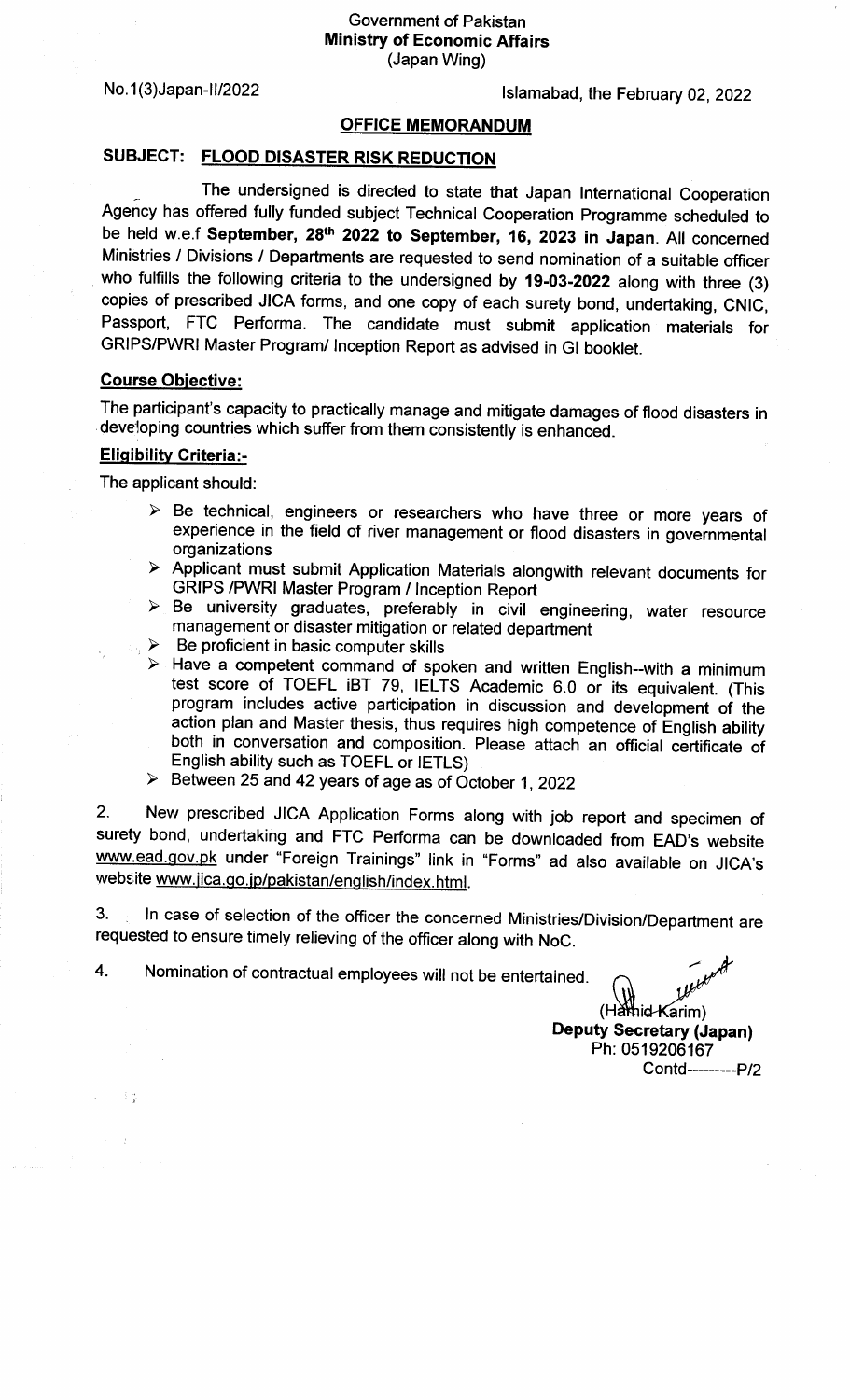Government of Pakistan
**Ministry of Economic Affairs**
(Japan Wing)

No.1(3)Japan-II/2022

Islamabad, the February 02, 2022

**OFFICE MEMORANDUM**

**SUBJECT: FLOOD DISASTER RISK REDUCTION**

The undersigned is directed to state that Japan International Cooperation Agency has offered fully funded subject Technical Cooperation Programme scheduled to be held w.e.f **September, 28th 2022 to September, 16, 2023 in Japan**. All concerned Ministries / Divisions / Departments are requested to send nomination of a suitable officer who fulfills the following criteria to the undersigned by **19-03-2022** along with three (3) copies of prescribed JICA forms, and one copy of each surety bond, undertaking, CNIC, Passport, FTC Performa. The candidate must submit application materials for GRIPS/PWRI Master Program/ Inception Report as advised in GI booklet.

**Course Objective:**

The participant's capacity to practically manage and mitigate damages of flood disasters in developing countries which suffer from them consistently is enhanced.

**Eligibility Criteria:-**

The applicant should:

- Be technical, engineers or researchers who have three or more years of experience in the field of river management or flood disasters in governmental organizations
- Applicant must submit Application Materials alongwith relevant documents for GRIPS /PWRI Master Program / Inception Report
- Be university graduates, preferably in civil engineering, water resource management or disaster mitigation or related department
- Be proficient in basic computer skills
- Have a competent command of spoken and written English--with a minimum test score of TOEFL iBT 79, IELTS Academic 6.0 or its equivalent. (This program includes active participation in discussion and development of the action plan and Master thesis, thus requires high competence of English ability both in conversation and composition. Please attach an official certificate of English ability such as TOEFL or IETLS)
- Between 25 and 42 years of age as of October 1, 2022

2. New prescribed JICA Application Forms along with job report and specimen of surety bond, undertaking and FTC Performa can be downloaded from EAD's website www.ead.gov.pk under "Foreign Trainings" link in "Forms" ad also available on JICA's website www.jica.go.jp/pakistan/english/index.html.

3. In case of selection of the officer the concerned Ministries/Division/Department are requested to ensure timely relieving of the officer along with NoC.

4. Nomination of contractual employees will not be entertained.

(Hamid Karim)
**Deputy Secretary (Japan)**
Ph: 0519206167
Contd---------P/2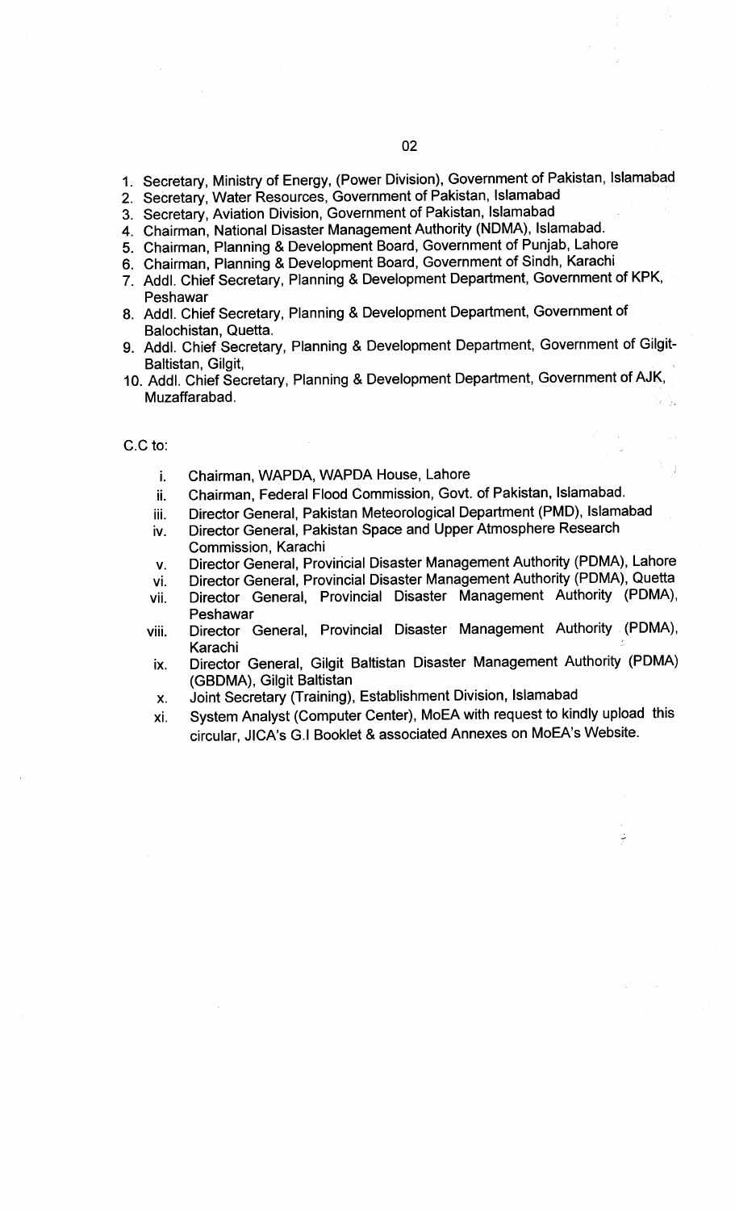1. Secretary, Ministry of Energy, (Power Division), Government of Pakistan, Islamabad
2. Secretary, Water Resources, Government of Pakistan, Islamabad
3. Secretary, Aviation Division, Government of Pakistan, Islamabad
4. Chairman, National Disaster Management Authority (NDMA), Islamabad.
5. Chairman, Planning & Development Board, Government of Punjab, Lahore
6. Chairman, Planning & Development Board, Government of Sindh, Karachi
7. Addl. Chief Secretary, Planning & Development Department, Government of KPK, Peshawar
8. Addl. Chief Secretary, Planning & Development Department, Government of Balochistan, Quetta.
9. Addl. Chief Secretary, Planning & Development Department, Government of Gilgit-Baltistan, Gilgit,
10. Addl. Chief Secretary, Planning & Development Department, Government of AJK, Muzaffarabad.

C.C to:

i. Chairman, WAPDA, WAPDA House, Lahore
ii. Chairman, Federal Flood Commission, Govt. of Pakistan, Islamabad.
iii. Director General, Pakistan Meteorological Department (PMD), Islamabad
iv. Director General, Pakistan Space and Upper Atmosphere Research Commission, Karachi
v. Director General, Provincial Disaster Management Authority (PDMA), Lahore
vi. Director General, Provincial Disaster Management Authority (PDMA), Quetta
vii. Director General, Provincial Disaster Management Authority (PDMA), Peshawar
viii. Director General, Provincial Disaster Management Authority (PDMA), Karachi
ix. Director General, Gilgit Baltistan Disaster Management Authority (PDMA) (GBDMA), Gilgit Baltistan
x. Joint Secretary (Training), Establishment Division, Islamabad
xi. System Analyst (Computer Center), MoEA with request to kindly upload this circular, JICA's G.I Booklet & associated Annexes on MoEA's Website.